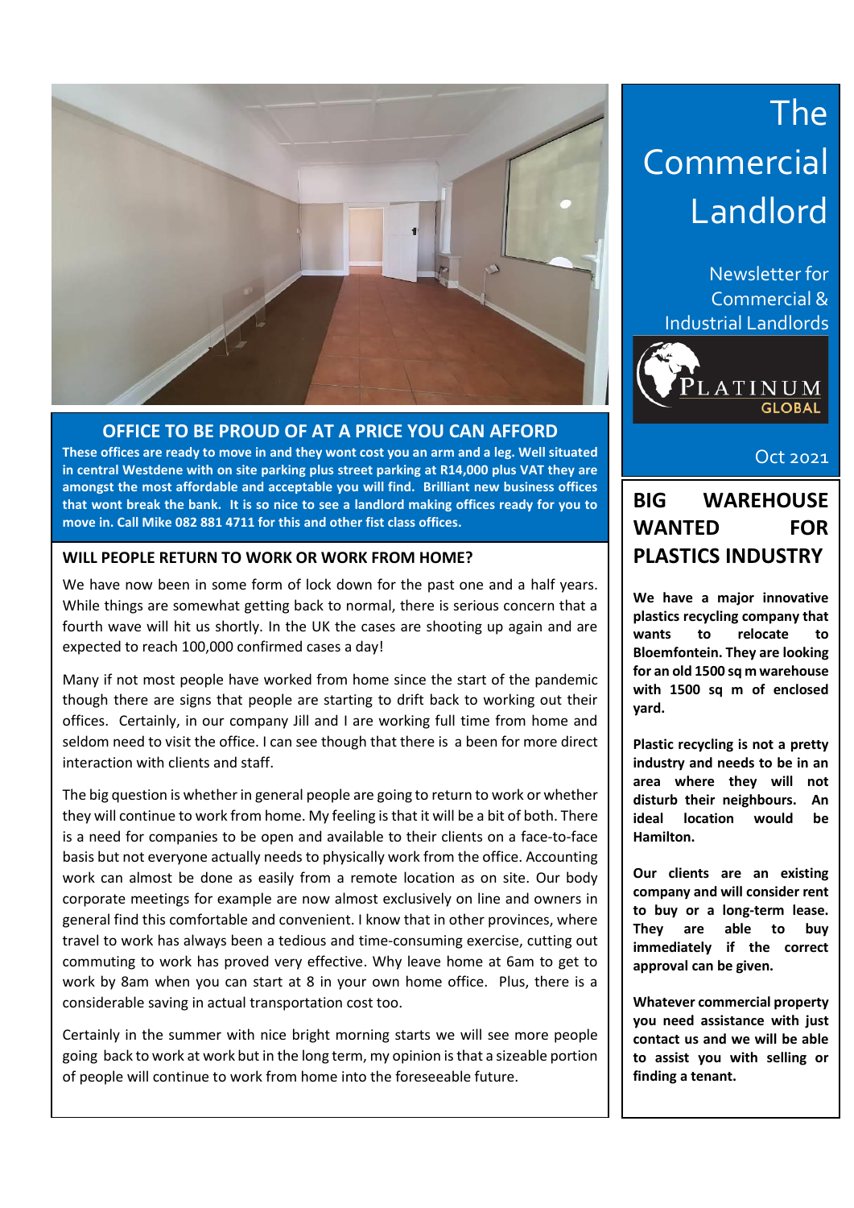# The Commercial Landlord

Newsletter for Commercial & Industrial Landlords

PLATINUM GLOBAL

Oct 2021

## OFFICE TO BE PROUD OF AT A PRICE YOU CAN AFFORD

**These offices are ready to move in and they wont cost you an arm and a leg. Well situated in central Westdene with on site parking plus street parking at R14,000 plus VAT they are amongst the most affordable and acceptable you will find. Brilliant new business offices that wont break the bank. It is so nice to see a landlord making offices ready for you to move in. Call Mike 082 881 4711 for this and other fist class offices.**

## WILL PEOPLE RETURN TO WORK OR WORK FROM HOME?

We have now been in some form of lock down for the past one and a half years. While things are somewhat getting back to normal, there is serious concern that a fourth wave will hit us shortly. In the UK the cases are shooting up again and are expected to reach 100,000 confirmed cases a day!

Many if not most people have worked from home since the start of the pandemic though there are signs that people are starting to drift back to working out their offices. Certainly, in our company Jill and I are working full time from home and seldom need to visit the office. I can see though that there is a been for more direct interaction with clients and staff.

The big question is whether in general people are going to return to work or whether they will continue to work from home. My feeling is that it will be a bit of both. There is a need for companies to be open and available to their clients on a face-to-face basis but not everyone actually needs to physically work from the office. Accounting work can almost be done as easily from a remote location as on site. Our body corporate meetings for example are now almost exclusively on line and owners in general find this comfortable and convenient. I know that in other provinces, where travel to work has always been a tedious and time-consuming exercise, cutting out commuting to work has proved very effective. Why leave home at 6am to get to work by 8am when you can start at 8 in your own home office. Plus, there is a considerable saving in actual transportation cost too.

Certainly in the summer with nice bright morning starts we will see more people going back to work at work but in the long term, my opinion is that a sizeable portion of people will continue to work from home into the foreseeable future.

## BIG WAREHOUSE WANTED FOR PLASTICS INDUSTRY

**We have a major innovative plastics recycling company that wants to relocate to Bloemfontein. They are looking for an old 1500 sq m warehouse with 1500 sq m of enclosed yard.**

**Plastic recycling is not a pretty industry and needs to be in an area where they will not disturb their neighbours. An ideal location would be Hamilton.**

**Our clients are an existing company and will consider rent to buy or a long-term lease. They are able to buy immediately if the correct approval can be given.**

**Whatever commercial property you need assistance with just contact us and we will be able to assist you with selling or finding a tenant.**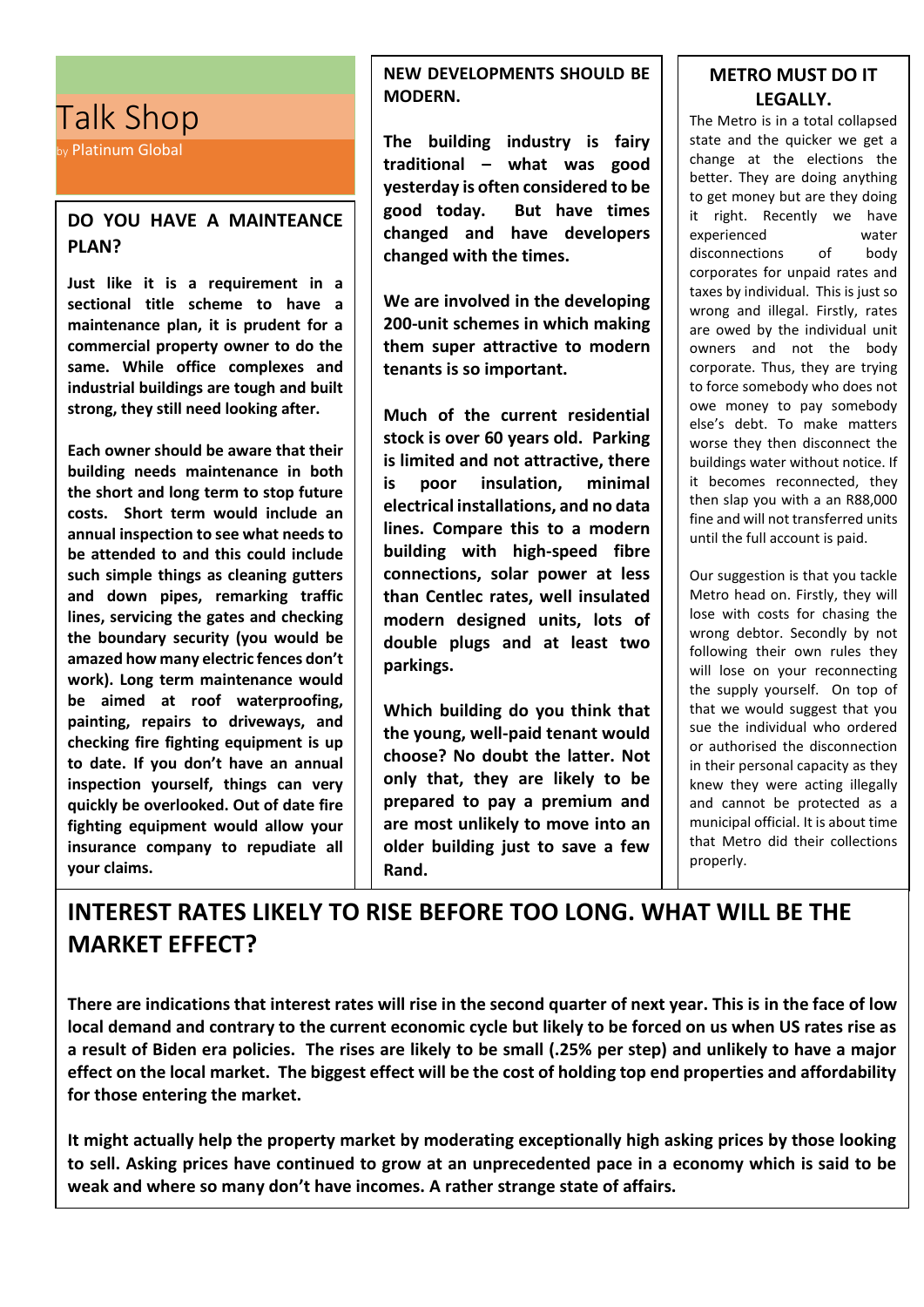# Talk Shop

by Platinum Global

## DO YOU HAVE A MAINTEANCE PLAN?

**Just like it is a requirement in a sectional title scheme to have a maintenance plan, it is prudent for a commercial property owner to do the same. While office complexes and industrial buildings are tough and built strong, they still need looking after.**

**Each owner should be aware that their building needs maintenance in both the short and long term to stop future costs. Short term would include an annual inspection to see what needs to be attended to and this could include such simple things as cleaning gutters and down pipes, remarking traffic lines, servicing the gates and checking the boundary security (you would be amazed how many electric fences don't work). Long term maintenance would be aimed at roof waterproofing, painting, repairs to driveways, and checking fire fighting equipment is up to date. If you don't have an annual inspection yourself, things can very quickly be overlooked. Out of date fire fighting equipment would allow your insurance company to repudiate all your claims.**

## NEW DEVELOPMENTS SHOULD BE MODERN.

**The building industry is fairy traditional – what was good yesterday is often considered to be good today. But have times changed and have developers changed with the times.**

**We are involved in the developing 200-unit schemes in which making them super attractive to modern tenants is so important.**

**Much of the current residential stock is over 60 years old. Parking is limited and not attractive, there is poor insulation, minimal electrical installations, and no data lines. Compare this to a modern building with high-speed fibre connections, solar power at less than Centlec rates, well insulated modern designed units, lots of double plugs and at least two parkings.**

**Which building do you think that the young, well-paid tenant would choose? No doubt the latter. Not only that, they are likely to be prepared to pay a premium and are most unlikely to move into an older building just to save a few Rand.**

## METRO MUST DO IT LEGALLY.

The Metro is in a total collapsed state and the quicker we get a change at the elections the better. They are doing anything to get money but are they doing it right. Recently we have experienced water disconnections of body corporates for unpaid rates and taxes by individual. This is just so wrong and illegal. Firstly, rates are owed by the individual unit owners and not the body corporate. Thus, they are trying to force somebody who does not owe money to pay somebody else's debt. To make matters worse they then disconnect the buildings water without notice. If it becomes reconnected, they then slap you with a an R88,000 fine and will not transferred units until the full account is paid.

Our suggestion is that you tackle Metro head on. Firstly, they will lose with costs for chasing the wrong debtor. Secondly by not following their own rules they will lose on your reconnecting the supply yourself. On top of that we would suggest that you sue the individual who ordered or authorised the disconnection in their personal capacity as they knew they were acting illegally and cannot be protected as a municipal official. It is about time that Metro did their collections properly.

## INTEREST RATES LIKELY TO RISE BEFORE TOO LONG. WHAT WILL BE THE MARKET EFFECT?

**There are indications that interest rates will rise in the second quarter of next year. This is in the face of low local demand and contrary to the current economic cycle but likely to be forced on us when US rates rise as a result of Biden era policies. The rises are likely to be small (.25% per step) and unlikely to have a major effect on the local market. The biggest effect will be the cost of holding top end properties and affordability for those entering the market.**

**It might actually help the property market by moderating exceptionally high asking prices by those looking to sell. Asking prices have continued to grow at an unprecedented pace in a economy which is said to be weak and where so many don't have incomes. A rather strange state of affairs.**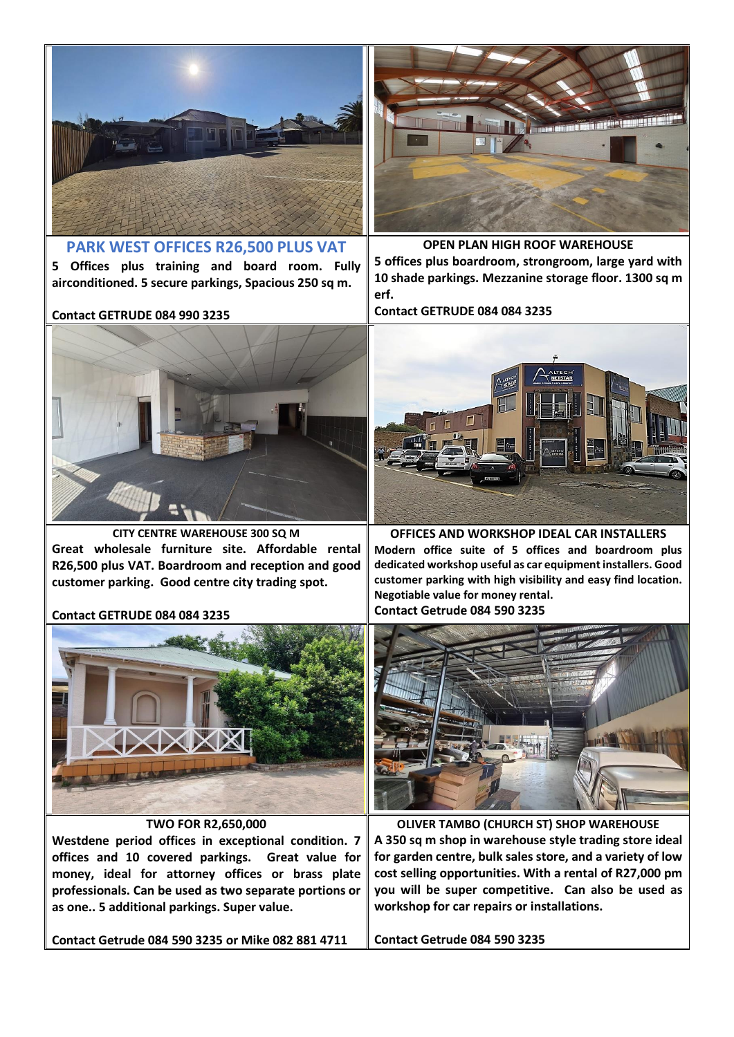## PARK WEST OFFICES R26,500 PLUS VAT

**5 Offices plus training and board room. Fully airconditioned. 5 secure parkings, Spacious 250 sq m.**

**Contact GETRUDE 084 990 3235**

**OPEN PLAN HIGH ROOF WAREHOUSE**

**5 offices plus boardroom, strongroom, large yard with 10 shade parkings. Mezzanine storage floor. 1300 sq m erf.**

**Contact GETRUDE 084 084 3235**

**CITY CENTRE WAREHOUSE 300 SQ M**

**Great wholesale furniture site. Affordable rental R26,500 plus VAT. Boardroom and reception and good customer parking. Good centre city trading spot.**

**Contact GETRUDE 084 084 3235**

**OFFICES AND WORKSHOP IDEAL CAR INSTALLERS**

**Modern office suite of 5 offices and boardroom plus dedicated workshop useful as car equipment installers. Good customer parking with high visibility and easy find location. Negotiable value for money rental.**

**Contact Getrude 084 590 3235**

**TWO FOR R2,650,000**

**Westdene period offices in exceptional condition. 7 offices and 10 covered parkings. Great value for money, ideal for attorney offices or brass plate professionals. Can be used as two separate portions or as one.. 5 additional parkings. Super value.**

**Contact Getrude 084 590 3235 or Mike 082 881 4711**

**OLIVER TAMBO (CHURCH ST) SHOP WAREHOUSE**

**A 350 sq m shop in warehouse style trading store ideal for garden centre, bulk sales store, and a variety of low cost selling opportunities. With a rental of R27,000 pm you will be super competitive. Can also be used as workshop for car repairs or installations.**

**Contact Getrude 084 590 3235**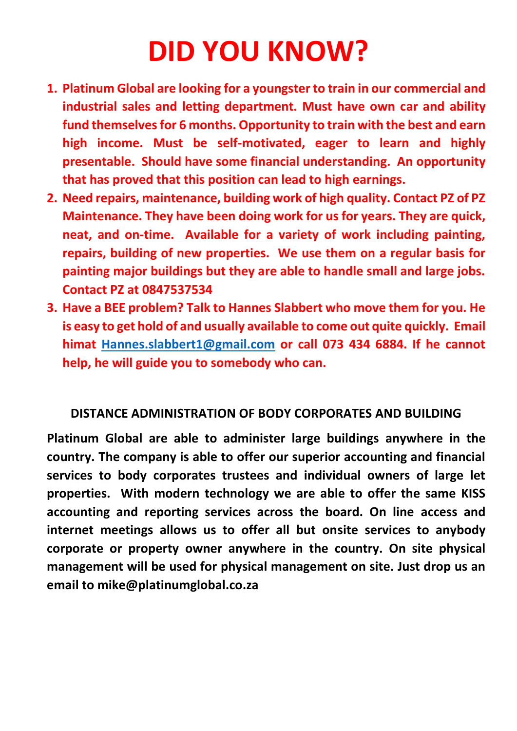# DID YOU KNOW?

1. **Platinum Global are looking for a youngster to train in our commercial and industrial sales and letting department. Must have own car and ability fund themselves for 6 months. Opportunity to train with the best and earn high income. Must be self-motivated, eager to learn and highly presentable. Should have some financial understanding. An opportunity that has proved that this position can lead to high earnings.**
2. **Need repairs, maintenance, building work of high quality. Contact PZ of PZ Maintenance. They have been doing work for us for years. They are quick, neat, and on-time. Available for a variety of work including painting, repairs, building of new properties. We use them on a regular basis for painting major buildings but they are able to handle small and large jobs. Contact PZ at 0847537534**
3. **Have a BEE problem? Talk to Hannes Slabbert who move them for you. He is easy to get hold of and usually available to come out quite quickly. Email himat [Hannes.slabbert1@gmail.com](mailto:Hannes.slabbert1@gmail.com) or call 073 434 6884. If he cannot help, he will guide you to somebody who can.**

### DISTANCE ADMINISTRATION OF BODY CORPORATES AND BUILDING

**Platinum Global are able to administer large buildings anywhere in the country. The company is able to offer our superior accounting and financial services to body corporates trustees and individual owners of large let properties. With modern technology we are able to offer the same KISS accounting and reporting services across the board. On line access and internet meetings allows us to offer all but onsite services to anybody corporate or property owner anywhere in the country. On site physical management will be used for physical management on site. Just drop us an email to mike@platinumglobal.co.za**